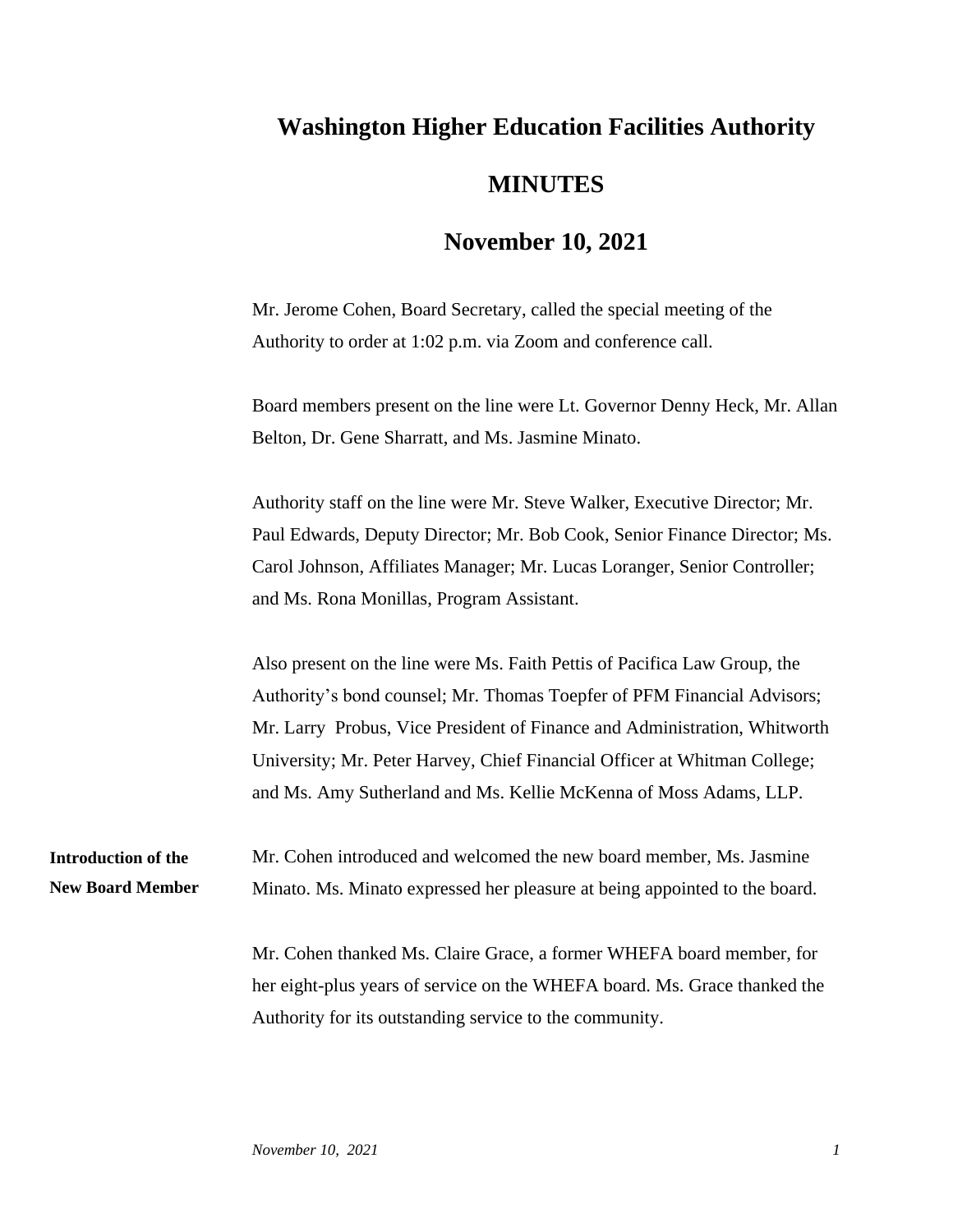# Washington Higher Education Facilities Authority

## MINUTES

## November 10, 2021

Mr. Jerome Cohen, Board Secretary, called the special meeting of the Authority to order at 1:02 p.m. via Zoom and conference call.

Board members present on the line were Lt. Governor Denny Heck, Mr. Allan Belton, Dr. Gene Sharratt, and Ms. Jasmine Minato.

Authority staff on the line were Mr. Steve Walker, Executive Director; Mr. Paul Edwards, Deputy Director; Mr. Bob Cook, Senior Finance Director; Ms. Carol Johnson, Affiliates Manager; Mr. Lucas Loranger, Senior Controller; and Ms. Rona Monillas, Program Assistant.

Also present on the line were Ms. Faith Pettis of Pacifica Law Group, the Authority's bond counsel; Mr. Thomas Toepfer of PFM Financial Advisors; Mr. Larry Probus, Vice President of Finance and Administration, Whitworth University; Mr. Peter Harvey, Chief Financial Officer at Whitman College; and Ms. Amy Sutherland and Ms. Kellie McKenna of Moss Adams, LLP.

**Introduction of the New Board Member**

Mr. Cohen introduced and welcomed the new board member, Ms. Jasmine Minato. Ms. Minato expressed her pleasure at being appointed to the board.

Mr. Cohen thanked Ms. Claire Grace, a former WHEFA board member, for her eight-plus years of service on the WHEFA board. Ms. Grace thanked the Authority for its outstanding service to the community.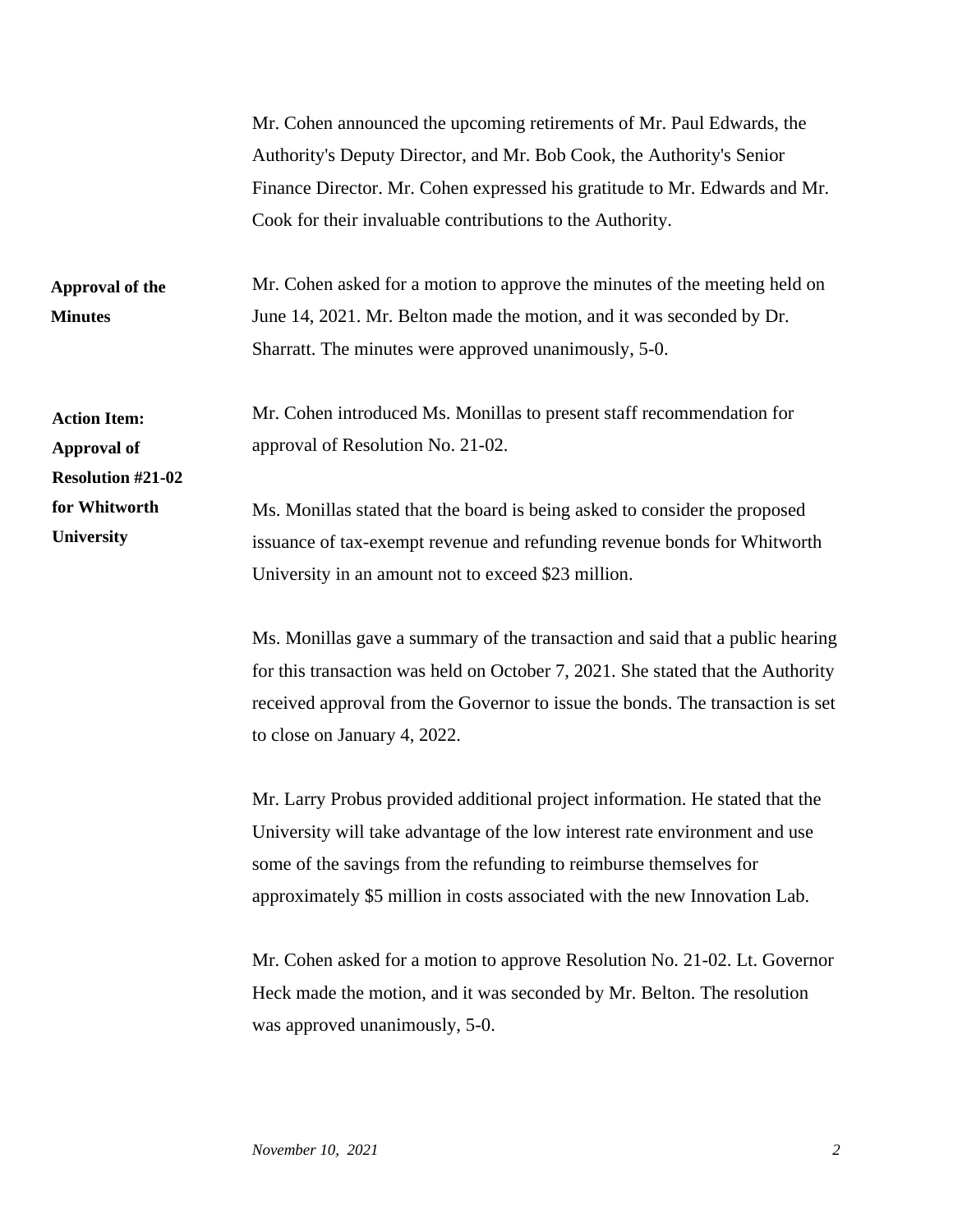Mr. Cohen announced the upcoming retirements of Mr. Paul Edwards, the Authority's Deputy Director, and Mr. Bob Cook, the Authority's Senior Finance Director. Mr. Cohen expressed his gratitude to Mr. Edwards and Mr. Cook for their invaluable contributions to the Authority.

**Approval of the Minutes**

Mr. Cohen asked for a motion to approve the minutes of the meeting held on June 14, 2021. Mr. Belton made the motion, and it was seconded by Dr. Sharratt. The minutes were approved unanimously, 5-0.

**Action Item: Approval of Resolution #21-02 for Whitworth University**

Mr. Cohen introduced Ms. Monillas to present staff recommendation for approval of Resolution No. 21-02.

Ms. Monillas stated that the board is being asked to consider the proposed issuance of tax-exempt revenue and refunding revenue bonds for Whitworth University in an amount not to exceed $23 million.

Ms. Monillas gave a summary of the transaction and said that a public hearing for this transaction was held on October 7, 2021. She stated that the Authority received approval from the Governor to issue the bonds. The transaction is set to close on January 4, 2022.

Mr. Larry Probus provided additional project information. He stated that the University will take advantage of the low interest rate environment and use some of the savings from the refunding to reimburse themselves for approximately $5 million in costs associated with the new Innovation Lab.

Mr. Cohen asked for a motion to approve Resolution No. 21-02. Lt. Governor Heck made the motion, and it was seconded by Mr. Belton. The resolution was approved unanimously, 5-0.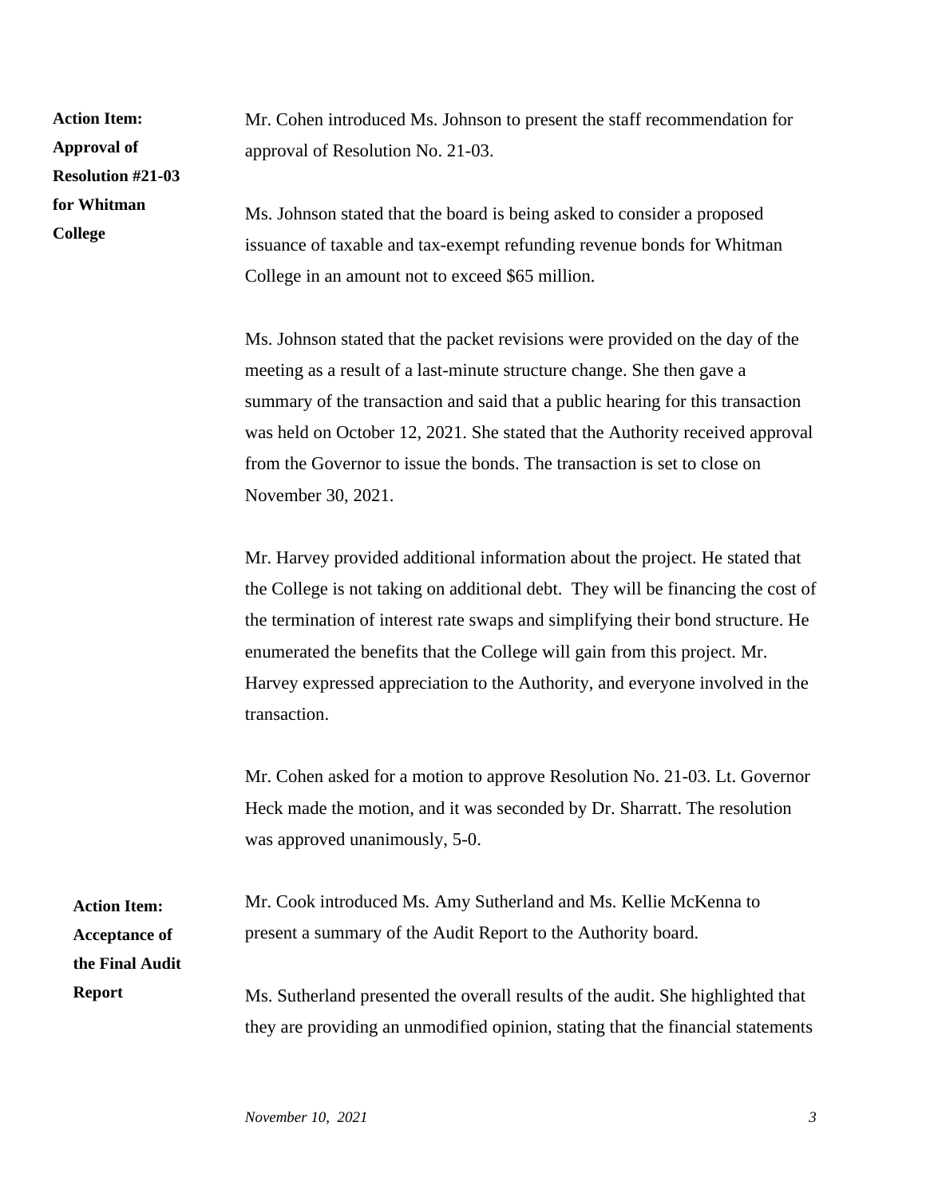**Action Item: Approval of Resolution #21-03 for Whitman College**

Mr. Cohen introduced Ms. Johnson to present the staff recommendation for approval of Resolution No. 21-03.

Ms. Johnson stated that the board is being asked to consider a proposed issuance of taxable and tax-exempt refunding revenue bonds for Whitman College in an amount not to exceed $65 million.

Ms. Johnson stated that the packet revisions were provided on the day of the meeting as a result of a last-minute structure change. She then gave a summary of the transaction and said that a public hearing for this transaction was held on October 12, 2021. She stated that the Authority received approval from the Governor to issue the bonds. The transaction is set to close on November 30, 2021.

Mr. Harvey provided additional information about the project. He stated that the College is not taking on additional debt. They will be financing the cost of the termination of interest rate swaps and simplifying their bond structure. He enumerated the benefits that the College will gain from this project. Mr. Harvey expressed appreciation to the Authority, and everyone involved in the transaction.

Mr. Cohen asked for a motion to approve Resolution No. 21-03. Lt. Governor Heck made the motion, and it was seconded by Dr. Sharratt. The resolution was approved unanimously, 5-0.

**Action Item: Acceptance of the Final Audit Report**

Mr. Cook introduced Ms. Amy Sutherland and Ms. Kellie McKenna to present a summary of the Audit Report to the Authority board.

Ms. Sutherland presented the overall results of the audit. She highlighted that they are providing an unmodified opinion, stating that the financial statements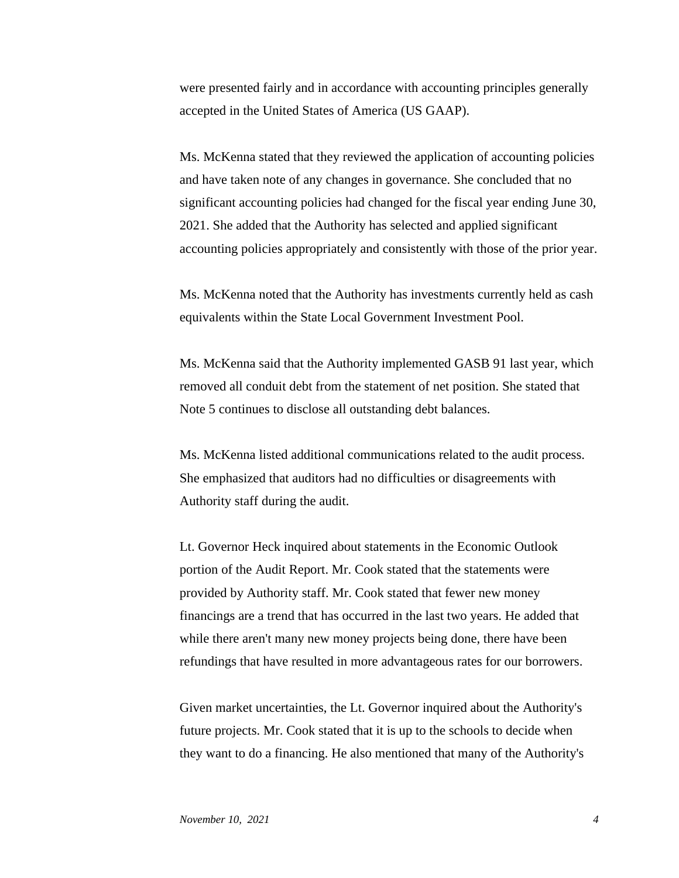were presented fairly and in accordance with accounting principles generally accepted in the United States of America (US GAAP).

Ms. McKenna stated that they reviewed the application of accounting policies and have taken note of any changes in governance. She concluded that no significant accounting policies had changed for the fiscal year ending June 30, 2021. She added that the Authority has selected and applied significant accounting policies appropriately and consistently with those of the prior year.

Ms. McKenna noted that the Authority has investments currently held as cash equivalents within the State Local Government Investment Pool.

Ms. McKenna said that the Authority implemented GASB 91 last year, which removed all conduit debt from the statement of net position. She stated that Note 5 continues to disclose all outstanding debt balances.

Ms. McKenna listed additional communications related to the audit process. She emphasized that auditors had no difficulties or disagreements with Authority staff during the audit.

Lt. Governor Heck inquired about statements in the Economic Outlook portion of the Audit Report. Mr. Cook stated that the statements were provided by Authority staff. Mr. Cook stated that fewer new money financings are a trend that has occurred in the last two years. He added that while there aren't many new money projects being done, there have been refundings that have resulted in more advantageous rates for our borrowers.

Given market uncertainties, the Lt. Governor inquired about the Authority's future projects. Mr. Cook stated that it is up to the schools to decide when they want to do a financing. He also mentioned that many of the Authority's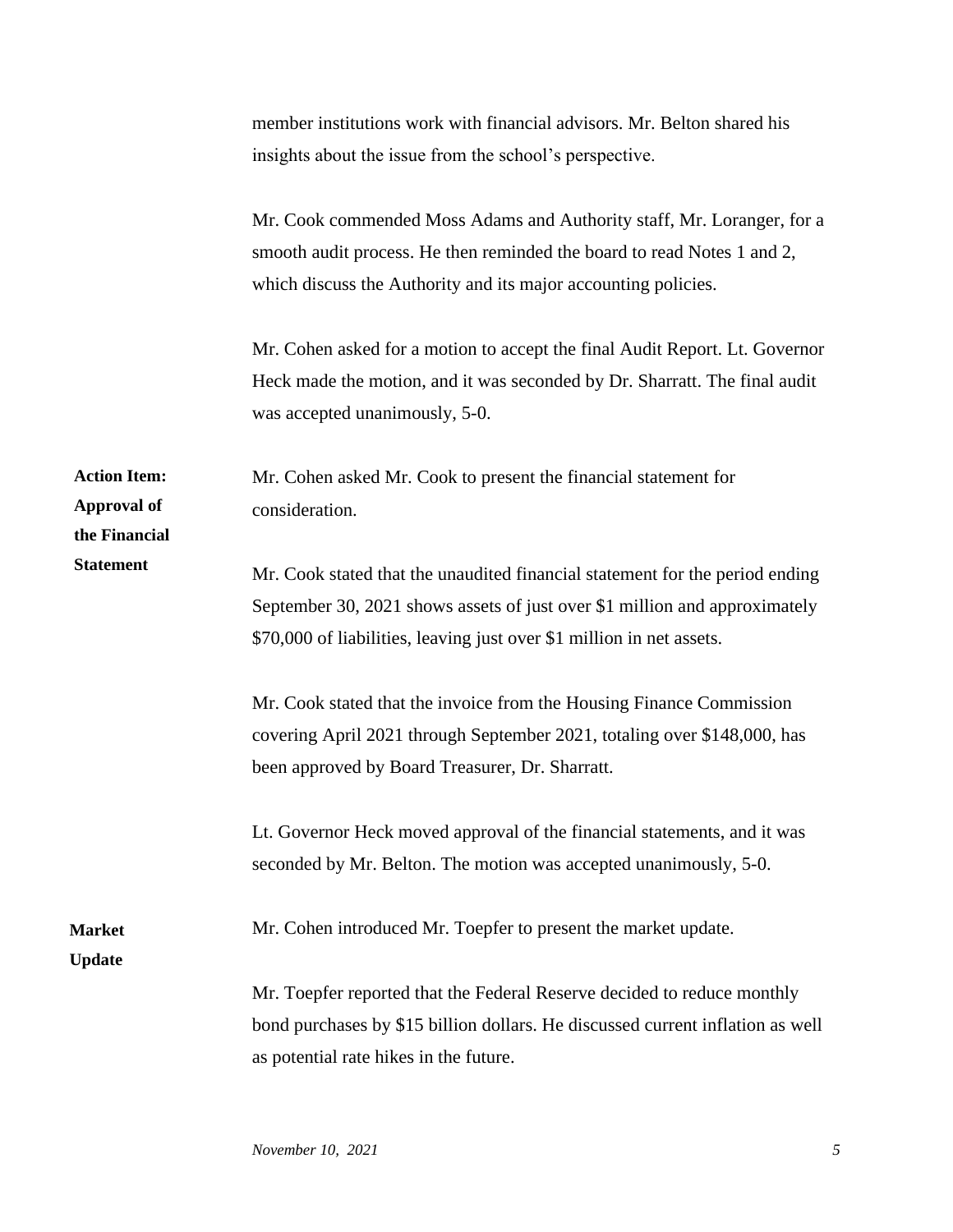member institutions work with financial advisors. Mr. Belton shared his insights about the issue from the school's perspective.

Mr. Cook commended Moss Adams and Authority staff, Mr. Loranger, for a smooth audit process. He then reminded the board to read Notes 1 and 2, which discuss the Authority and its major accounting policies.

Mr. Cohen asked for a motion to accept the final Audit Report. Lt. Governor Heck made the motion, and it was seconded by Dr. Sharratt. The final audit was accepted unanimously, 5-0.

**Action Item: Approval of the Financial Statement**

Mr. Cohen asked Mr. Cook to present the financial statement for consideration.

Mr. Cook stated that the unaudited financial statement for the period ending September 30, 2021 shows assets of just over $1 million and approximately $70,000 of liabilities, leaving just over $1 million in net assets.

Mr. Cook stated that the invoice from the Housing Finance Commission covering April 2021 through September 2021, totaling over $148,000, has been approved by Board Treasurer, Dr. Sharratt.

Lt. Governor Heck moved approval of the financial statements, and it was seconded by Mr. Belton. The motion was accepted unanimously, 5-0.

**Market Update**

Mr. Cohen introduced Mr. Toepfer to present the market update.

Mr. Toepfer reported that the Federal Reserve decided to reduce monthly bond purchases by $15 billion dollars. He discussed current inflation as well as potential rate hikes in the future.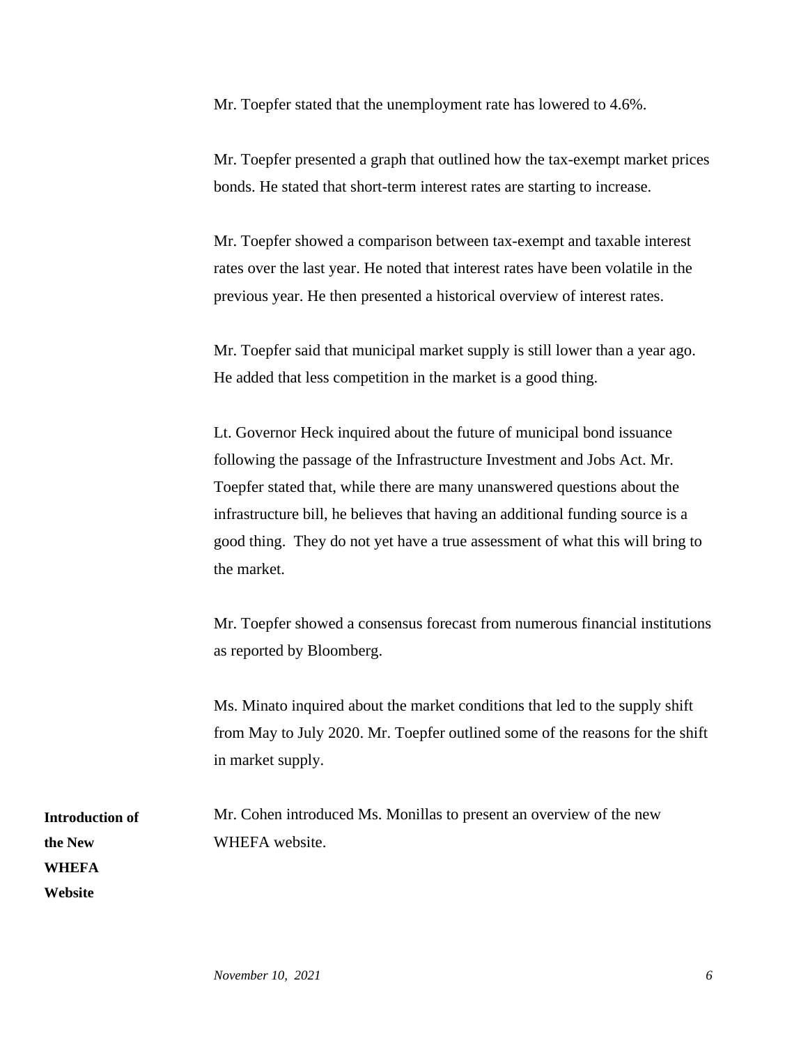Mr. Toepfer stated that the unemployment rate has lowered to 4.6%.

Mr. Toepfer presented a graph that outlined how the tax-exempt market prices bonds. He stated that short-term interest rates are starting to increase.

Mr. Toepfer showed a comparison between tax-exempt and taxable interest rates over the last year. He noted that interest rates have been volatile in the previous year. He then presented a historical overview of interest rates.

Mr. Toepfer said that municipal market supply is still lower than a year ago. He added that less competition in the market is a good thing.

Lt. Governor Heck inquired about the future of municipal bond issuance following the passage of the Infrastructure Investment and Jobs Act. Mr. Toepfer stated that, while there are many unanswered questions about the infrastructure bill, he believes that having an additional funding source is a good thing. They do not yet have a true assessment of what this will bring to the market.

Mr. Toepfer showed a consensus forecast from numerous financial institutions as reported by Bloomberg.

Ms. Minato inquired about the market conditions that led to the supply shift from May to July 2020. Mr. Toepfer outlined some of the reasons for the shift in market supply.

**Introduction of the New WHEFA Website**

Mr. Cohen introduced Ms. Monillas to present an overview of the new WHEFA website.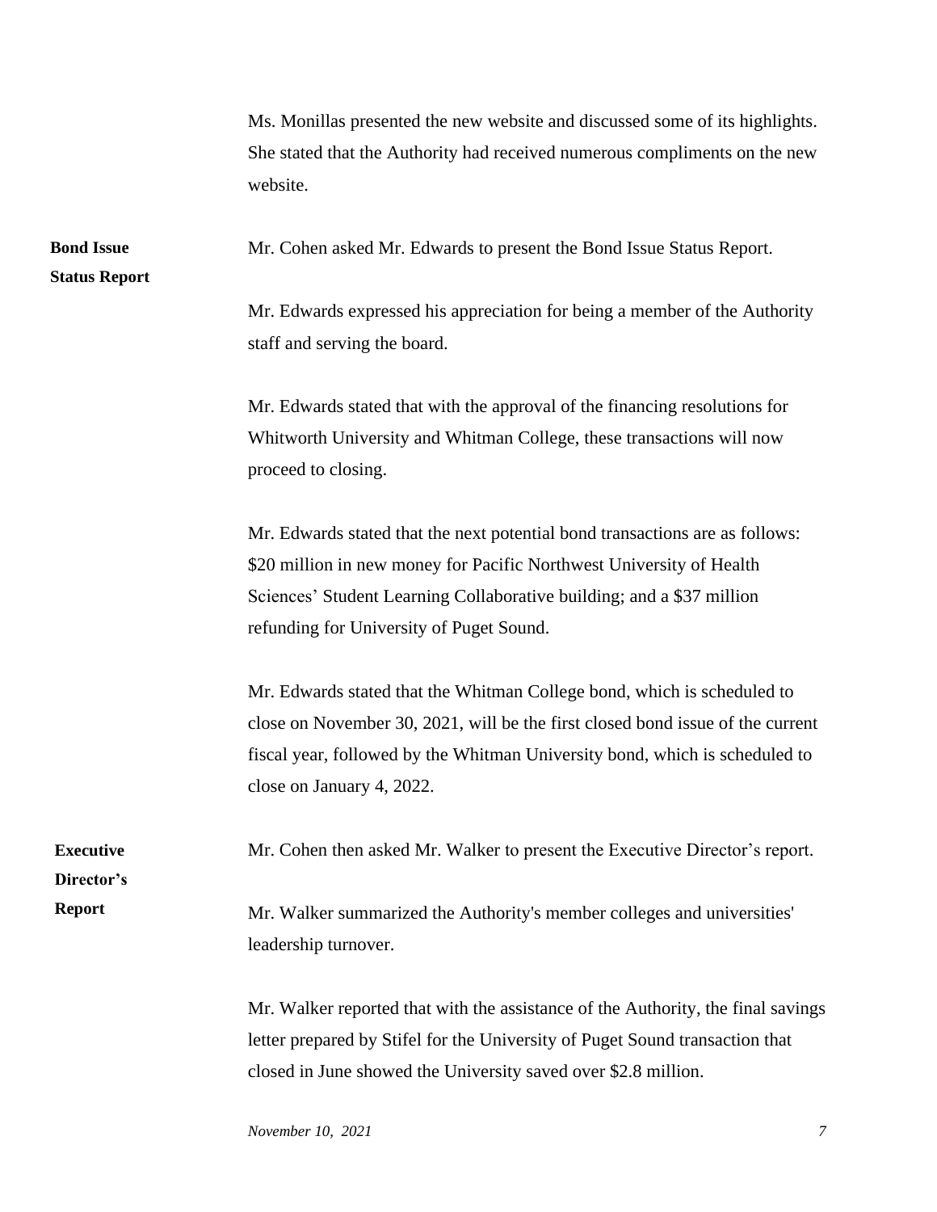Ms. Monillas presented the new website and discussed some of its highlights. She stated that the Authority had received numerous compliments on the new website.

**Bond Issue Status Report**

Mr. Cohen asked Mr. Edwards to present the Bond Issue Status Report.

Mr. Edwards expressed his appreciation for being a member of the Authority staff and serving the board.

Mr. Edwards stated that with the approval of the financing resolutions for Whitworth University and Whitman College, these transactions will now proceed to closing.

Mr. Edwards stated that the next potential bond transactions are as follows: $20 million in new money for Pacific Northwest University of Health Sciences' Student Learning Collaborative building; and a $37 million refunding for University of Puget Sound.

Mr. Edwards stated that the Whitman College bond, which is scheduled to close on November 30, 2021, will be the first closed bond issue of the current fiscal year, followed by the Whitman University bond, which is scheduled to close on January 4, 2022.

**Executive Director's Report**

Mr. Cohen then asked Mr. Walker to present the Executive Director's report.

Mr. Walker summarized the Authority's member colleges and universities' leadership turnover.

Mr. Walker reported that with the assistance of the Authority, the final savings letter prepared by Stifel for the University of Puget Sound transaction that closed in June showed the University saved over $2.8 million.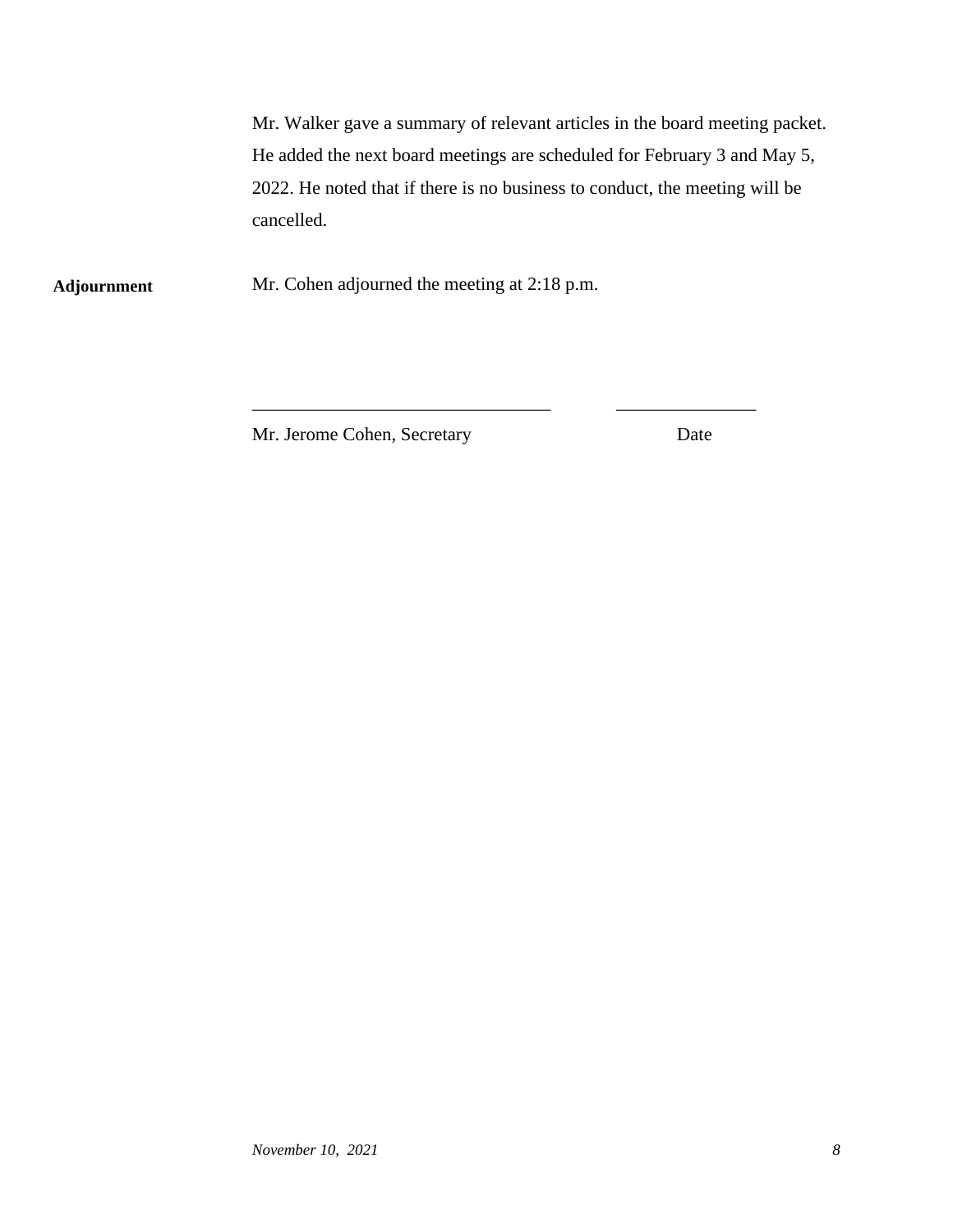Mr. Walker gave a summary of relevant articles in the board meeting packet. He added the next board meetings are scheduled for February 3 and May 5, 2022. He noted that if there is no business to conduct, the meeting will be cancelled.

**Adjournment**

Mr. Cohen adjourned the meeting at 2:18 p.m.

\_\_\_\_\_\_\_\_\_\_\_\_\_\_\_\_\_\_\_\_\_\_\_\_\_\_\_\_\_\_\_\_ \_\_\_\_\_\_\_\_\_\_\_\_\_\_\_

Mr. Jerome Cohen, Secretary Date